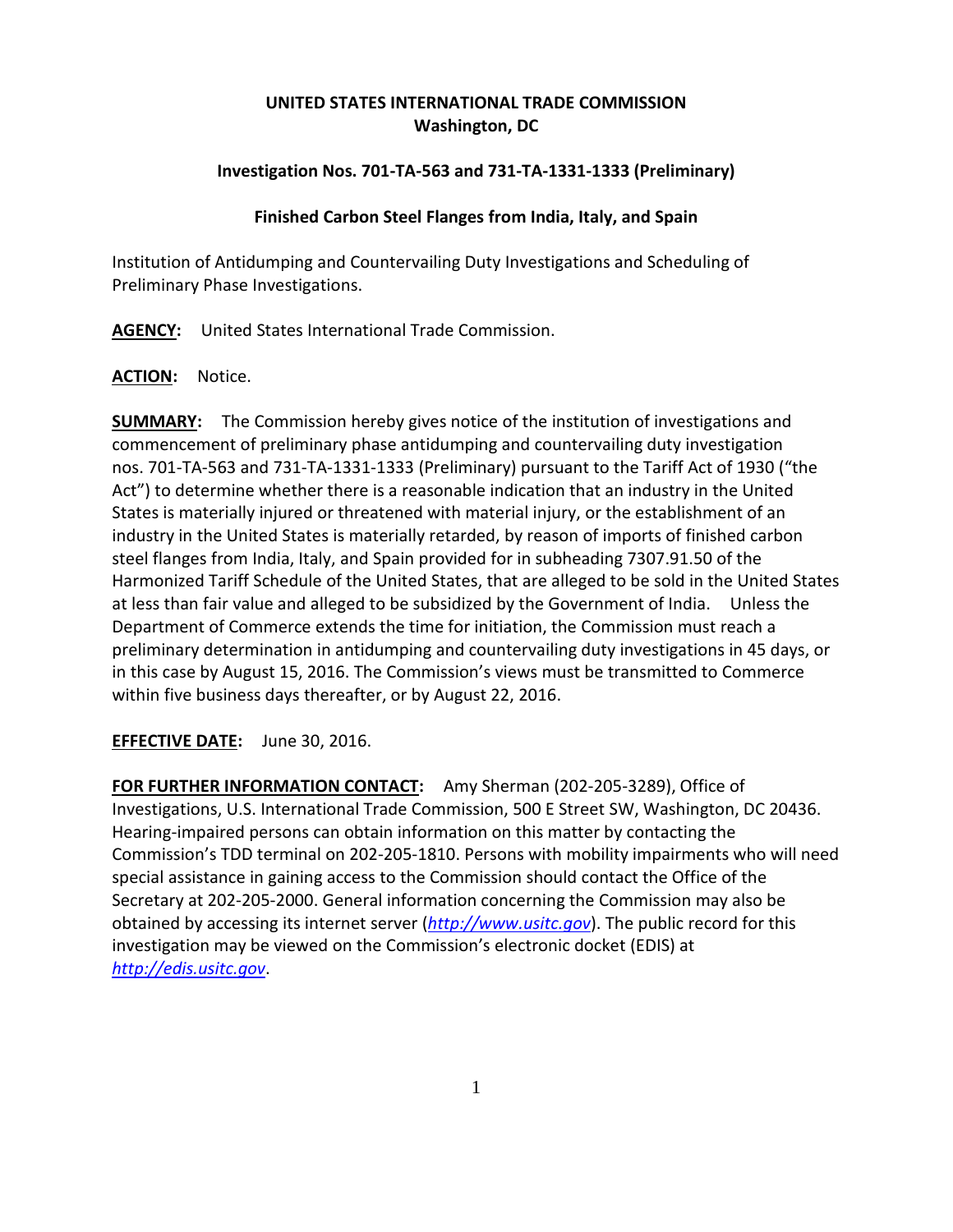**UNITED STATES INTERNATIONAL TRADE COMMISSION**
**Washington, DC**

**Investigation Nos. 701-TA-563 and 731-TA-1331-1333 (Preliminary)**

**Finished Carbon Steel Flanges from India, Italy, and Spain**

Institution of Antidumping and Countervailing Duty Investigations and Scheduling of Preliminary Phase Investigations.

**AGENCY:** United States International Trade Commission.

**ACTION:** Notice.

**SUMMARY:** The Commission hereby gives notice of the institution of investigations and commencement of preliminary phase antidumping and countervailing duty investigation nos. 701-TA-563 and 731-TA-1331-1333 (Preliminary) pursuant to the Tariff Act of 1930 ("the Act") to determine whether there is a reasonable indication that an industry in the United States is materially injured or threatened with material injury, or the establishment of an industry in the United States is materially retarded, by reason of imports of finished carbon steel flanges from India, Italy, and Spain provided for in subheading 7307.91.50 of the Harmonized Tariff Schedule of the United States, that are alleged to be sold in the United States at less than fair value and alleged to be subsidized by the Government of India. Unless the Department of Commerce extends the time for initiation, the Commission must reach a preliminary determination in antidumping and countervailing duty investigations in 45 days, or in this case by August 15, 2016. The Commission's views must be transmitted to Commerce within five business days thereafter, or by August 22, 2016.

**EFFECTIVE DATE:** June 30, 2016.

**FOR FURTHER INFORMATION CONTACT:** Amy Sherman (202-205-3289), Office of Investigations, U.S. International Trade Commission, 500 E Street SW, Washington, DC 20436. Hearing-impaired persons can obtain information on this matter by contacting the Commission's TDD terminal on 202-205-1810. Persons with mobility impairments who will need special assistance in gaining access to the Commission should contact the Office of the Secretary at 202-205-2000. General information concerning the Commission may also be obtained by accessing its internet server (*http://www.usitc.gov*). The public record for this investigation may be viewed on the Commission's electronic docket (EDIS) at *http://edis.usitc.gov*.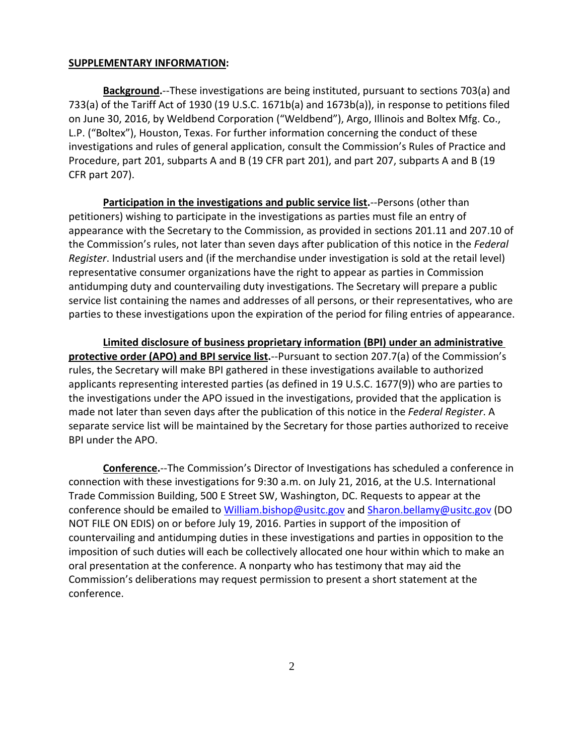**SUPPLEMENTARY INFORMATION:**

**Background.**--These investigations are being instituted, pursuant to sections 703(a) and 733(a) of the Tariff Act of 1930 (19 U.S.C. 1671b(a) and 1673b(a)), in response to petitions filed on June 30, 2016, by Weldbend Corporation ("Weldbend"), Argo, Illinois and Boltex Mfg. Co., L.P. ("Boltex"), Houston, Texas. For further information concerning the conduct of these investigations and rules of general application, consult the Commission's Rules of Practice and Procedure, part 201, subparts A and B (19 CFR part 201), and part 207, subparts A and B (19 CFR part 207).

**Participation in the investigations and public service list.**--Persons (other than petitioners) wishing to participate in the investigations as parties must file an entry of appearance with the Secretary to the Commission, as provided in sections 201.11 and 207.10 of the Commission's rules, not later than seven days after publication of this notice in the *Federal Register*. Industrial users and (if the merchandise under investigation is sold at the retail level) representative consumer organizations have the right to appear as parties in Commission antidumping duty and countervailing duty investigations. The Secretary will prepare a public service list containing the names and addresses of all persons, or their representatives, who are parties to these investigations upon the expiration of the period for filing entries of appearance.

**Limited disclosure of business proprietary information (BPI) under an administrative protective order (APO) and BPI service list.**--Pursuant to section 207.7(a) of the Commission's rules, the Secretary will make BPI gathered in these investigations available to authorized applicants representing interested parties (as defined in 19 U.S.C. 1677(9)) who are parties to the investigations under the APO issued in the investigations, provided that the application is made not later than seven days after the publication of this notice in the *Federal Register*. A separate service list will be maintained by the Secretary for those parties authorized to receive BPI under the APO.

**Conference.**--The Commission's Director of Investigations has scheduled a conference in connection with these investigations for 9:30 a.m. on July 21, 2016, at the U.S. International Trade Commission Building, 500 E Street SW, Washington, DC. Requests to appear at the conference should be emailed to William.bishop@usitc.gov and Sharon.bellamy@usitc.gov (DO NOT FILE ON EDIS) on or before July 19, 2016. Parties in support of the imposition of countervailing and antidumping duties in these investigations and parties in opposition to the imposition of such duties will each be collectively allocated one hour within which to make an oral presentation at the conference. A nonparty who has testimony that may aid the Commission's deliberations may request permission to present a short statement at the conference.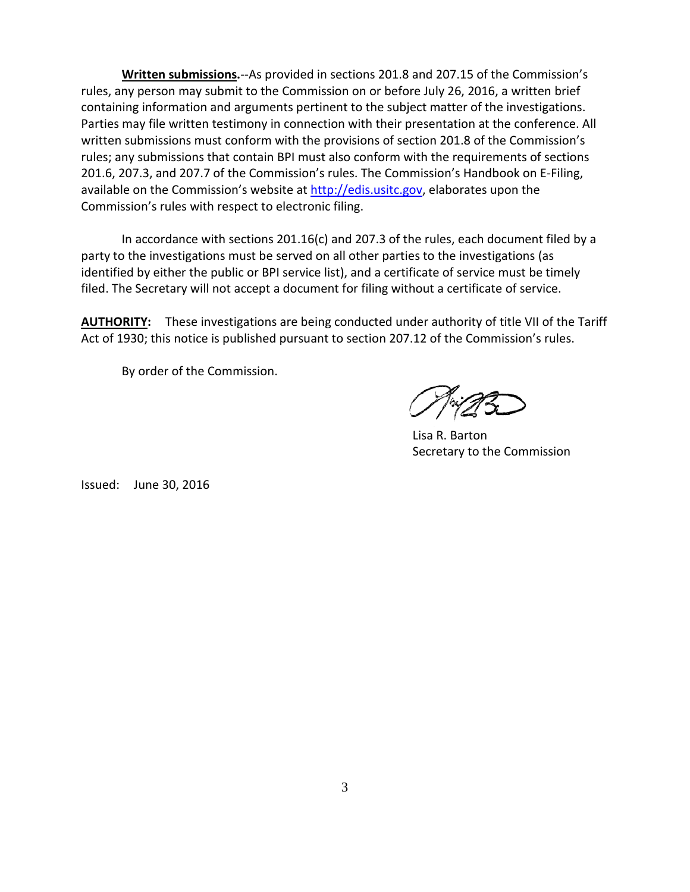**Written submissions.**--As provided in sections 201.8 and 207.15 of the Commission's rules, any person may submit to the Commission on or before July 26, 2016, a written brief containing information and arguments pertinent to the subject matter of the investigations. Parties may file written testimony in connection with their presentation at the conference. All written submissions must conform with the provisions of section 201.8 of the Commission's rules; any submissions that contain BPI must also conform with the requirements of sections 201.6, 207.3, and 207.7 of the Commission's rules. The Commission's Handbook on E-Filing, available on the Commission's website at http://edis.usitc.gov, elaborates upon the Commission's rules with respect to electronic filing.

In accordance with sections 201.16(c) and 207.3 of the rules, each document filed by a party to the investigations must be served on all other parties to the investigations (as identified by either the public or BPI service list), and a certificate of service must be timely filed. The Secretary will not accept a document for filing without a certificate of service.

**AUTHORITY:** These investigations are being conducted under authority of title VII of the Tariff Act of 1930; this notice is published pursuant to section 207.12 of the Commission's rules.

By order of the Commission.

Lisa R. Barton
Secretary to the Commission

Issued: June 30, 2016